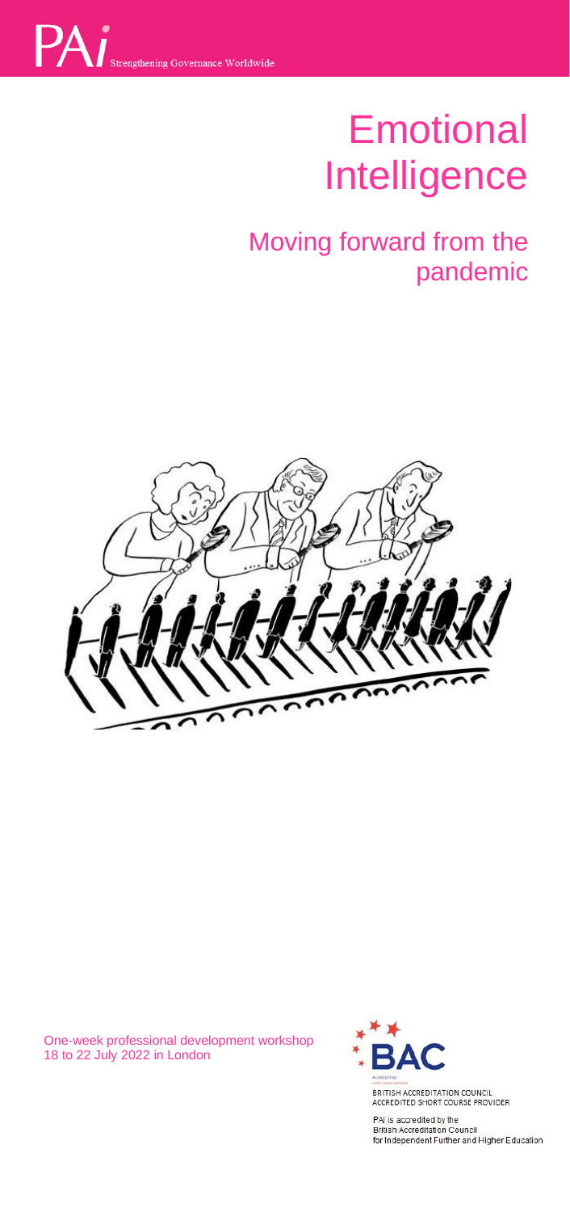PAi Strengthening Governance Worldwide

# Emotional Intelligence

## Moving forward from the pandemic

One-week professional development workshop
18 to 22 July 2022 in London

BAC
ACCREDITED SHORT COURSE PROVIDER
BRITISH ACCREDITATION COUNCIL
ACCREDITED SHORT COURSE PROVIDER

PAI is accredited by the
British Accreditation Council
for Independent Further and Higher Education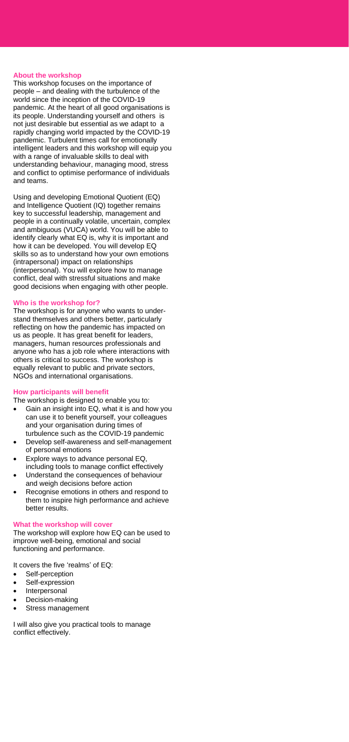## About the workshop

This workshop focuses on the importance of people – and dealing with the turbulence of the world since the inception of the COVID-19 pandemic. At the heart of all good organisations is its people. Understanding yourself and others is not just desirable but essential as we adapt to a rapidly changing world impacted by the COVID-19 pandemic. Turbulent times call for emotionally intelligent leaders and this workshop will equip you with a range of invaluable skills to deal with understanding behaviour, managing mood, stress and conflict to optimise performance of individuals and teams.

Using and developing Emotional Quotient (EQ) and Intelligence Quotient (IQ) together remains key to successful leadership, management and people in a continually volatile, uncertain, complex and ambiguous (VUCA) world. You will be able to identify clearly what EQ is, why it is important and how it can be developed. You will develop EQ skills so as to understand how your own emotions (intrapersonal) impact on relationships (interpersonal). You will explore how to manage conflict, deal with stressful situations and make good decisions when engaging with other people.

## Who is the workshop for?

The workshop is for anyone who wants to understand themselves and others better, particularly reflecting on how the pandemic has impacted on us as people. It has great benefit for leaders, managers, human resources professionals and anyone who has a job role where interactions with others is critical to success. The workshop is equally relevant to public and private sectors, NGOs and international organisations.

## How participants will benefit

The workshop is designed to enable you to:

- Gain an insight into EQ, what it is and how you can use it to benefit yourself, your colleagues and your organisation during times of turbulence such as the COVID-19 pandemic
- Develop self-awareness and self-management of personal emotions
- Explore ways to advance personal EQ, including tools to manage conflict effectively
- Understand the consequences of behaviour and weigh decisions before action
- Recognise emotions in others and respond to them to inspire high performance and achieve better results.

## What the workshop will cover

The workshop will explore how EQ can be used to improve well-being, emotional and social functioning and performance.

It covers the five 'realms' of EQ:

- Self-perception
- Self-expression
- Interpersonal
- Decision-making
- Stress management

I will also give you practical tools to manage conflict effectively.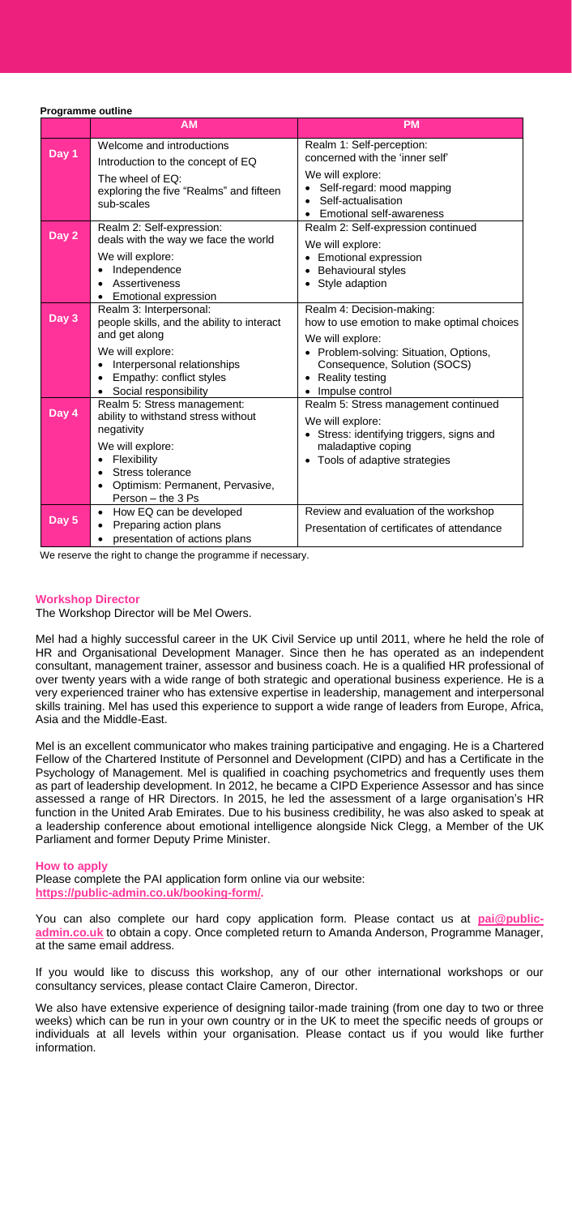**Programme outline**

| | AM | PM |
|---|---|---|
| **Day 1** | Welcome and introductions<br>Introduction to the concept of EQ<br>The wheel of EQ: exploring the five "Realms" and fifteen sub-scales | Realm 1: Self-perception: concerned with the 'inner self'<br>We will explore:<br>• Self-regard: mood mapping<br>• Self-actualisation<br>• Emotional self-awareness |
| **Day 2** | Realm 2: Self-expression: deals with the way we face the world<br>We will explore:<br>• Independence<br>• Assertiveness<br>• Emotional expression | Realm 2: Self-expression continued<br>We will explore:<br>• Emotional expression<br>• Behavioural styles<br>• Style adaption |
| **Day 3** | Realm 3: Interpersonal: people skills, and the ability to interact and get along<br>We will explore:<br>• Interpersonal relationships<br>• Empathy: conflict styles<br>• Social responsibility | Realm 4: Decision-making: how to use emotion to make optimal choices<br>We will explore:<br>• Problem-solving: Situation, Options, Consequence, Solution (SOCS)<br>• Reality testing<br>• Impulse control |
| **Day 4** | Realm 5: Stress management: ability to withstand stress without negativity<br>We will explore:<br>• Flexibility<br>• Stress tolerance<br>• Optimism: Permanent, Pervasive, Person – the 3 Ps | Realm 5: Stress management continued<br>We will explore:<br>• Stress: identifying triggers, signs and maladaptive coping<br>• Tools of adaptive strategies |
| **Day 5** | • How EQ can be developed<br>• Preparing action plans<br>• presentation of actions plans | Review and evaluation of the workshop<br>Presentation of certificates of attendance |

We reserve the right to change the programme if necessary.

## Workshop Director

The Workshop Director will be Mel Owers.

Mel had a highly successful career in the UK Civil Service up until 2011, where he held the role of HR and Organisational Development Manager. Since then he has operated as an independent consultant, management trainer, assessor and business coach. He is a qualified HR professional of over twenty years with a wide range of both strategic and operational business experience. He is a very experienced trainer who has extensive expertise in leadership, management and interpersonal skills training. Mel has used this experience to support a wide range of leaders from Europe, Africa, Asia and the Middle-East.

Mel is an excellent communicator who makes training participative and engaging. He is a Chartered Fellow of the Chartered Institute of Personnel and Development (CIPD) and has a Certificate in the Psychology of Management. Mel is qualified in coaching psychometrics and frequently uses them as part of leadership development. In 2012, he became a CIPD Experience Assessor and has since assessed a range of HR Directors. In 2015, he led the assessment of a large organisation's HR function in the United Arab Emirates. Due to his business credibility, he was also asked to speak at a leadership conference about emotional intelligence alongside Nick Clegg, a Member of the UK Parliament and former Deputy Prime Minister.

## How to apply

Please complete the PAI application form online via our website: **https://public-admin.co.uk/booking-form/**.

You can also complete our hard copy application form. Please contact us at **pai@public-admin.co.uk** to obtain a copy. Once completed return to Amanda Anderson, Programme Manager, at the same email address.

If you would like to discuss this workshop, any of our other international workshops or our consultancy services, please contact Claire Cameron, Director.

We also have extensive experience of designing tailor-made training (from one day to two or three weeks) which can be run in your own country or in the UK to meet the specific needs of groups or individuals at all levels within your organisation. Please contact us if you would like further information.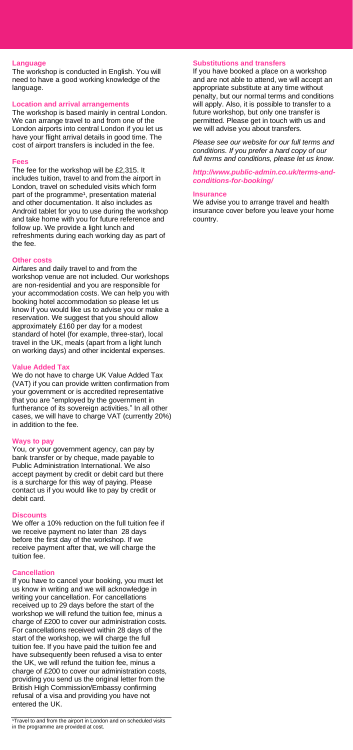### Language

The workshop is conducted in English. You will need to have a good working knowledge of the language.

### Location and arrival arrangements

The workshop is based mainly in central London. We can arrange travel to and from one of the London airports into central London if you let us have your flight arrival details in good time. The cost of airport transfers is included in the fee.

### Fees

The fee for the workshop will be £2,315. It includes tuition, travel to and from the airport in London, travel on scheduled visits which form part of the programme[1], presentation material and other documentation. It also includes as Android tablet for you to use during the workshop and take home with you for future reference and follow up. We provide a light lunch and refreshments during each working day as part of the fee.

### Other costs

Airfares and daily travel to and from the workshop venue are not included. Our workshops are non-residential and you are responsible for your accommodation costs. We can help you with booking hotel accommodation so please let us know if you would like us to advise you or make a reservation. We suggest that you should allow approximately £160 per day for a modest standard of hotel (for example, three-star), local travel in the UK, meals (apart from a light lunch on working days) and other incidental expenses.

### Value Added Tax

We do not have to charge UK Value Added Tax (VAT) if you can provide written confirmation from your government or is accredited representative that you are "employed by the government in furtherance of its sovereign activities." In all other cases, we will have to charge VAT (currently 20%) in addition to the fee.

### Ways to pay

You, or your government agency, can pay by bank transfer or by cheque, made payable to Public Administration International. We also accept payment by credit or debit card but there is a surcharge for this way of paying. Please contact us if you would like to pay by credit or debit card.

### Discounts

We offer a 10% reduction on the full tuition fee if we receive payment no later than 28 days before the first day of the workshop. If we receive payment after that, we will charge the tuition fee.

### Cancellation

If you have to cancel your booking, you must let us know in writing and we will acknowledge in writing your cancellation. For cancellations received up to 29 days before the start of the workshop we will refund the tuition fee, minus a charge of £200 to cover our administration costs. For cancellations received within 28 days of the start of the workshop, we will charge the full tuition fee. If you have paid the tuition fee and have subsequently been refused a visa to enter the UK, we will refund the tuition fee, minus a charge of £200 to cover our administration costs, providing you send us the original letter from the British High Commission/Embassy confirming refusal of a visa and providing you have not entered the UK.

### Substitutions and transfers

If you have booked a place on a workshop and are not able to attend, we will accept an appropriate substitute at any time without penalty, but our normal terms and conditions will apply. Also, it is possible to transfer to a future workshop, but only one transfer is permitted. Please get in touch with us and we will advise you about transfers.

*Please see our website for our full terms and conditions. If you prefer a hard copy of our full terms and conditions, please let us know.*

***http://www.public-admin.co.uk/terms-and-conditions-for-booking/***

### Insurance

We advise you to arrange travel and health insurance cover before you leave your home country.

---

[1] Travel to and from the airport in London and on scheduled visits in the programme are provided at cost.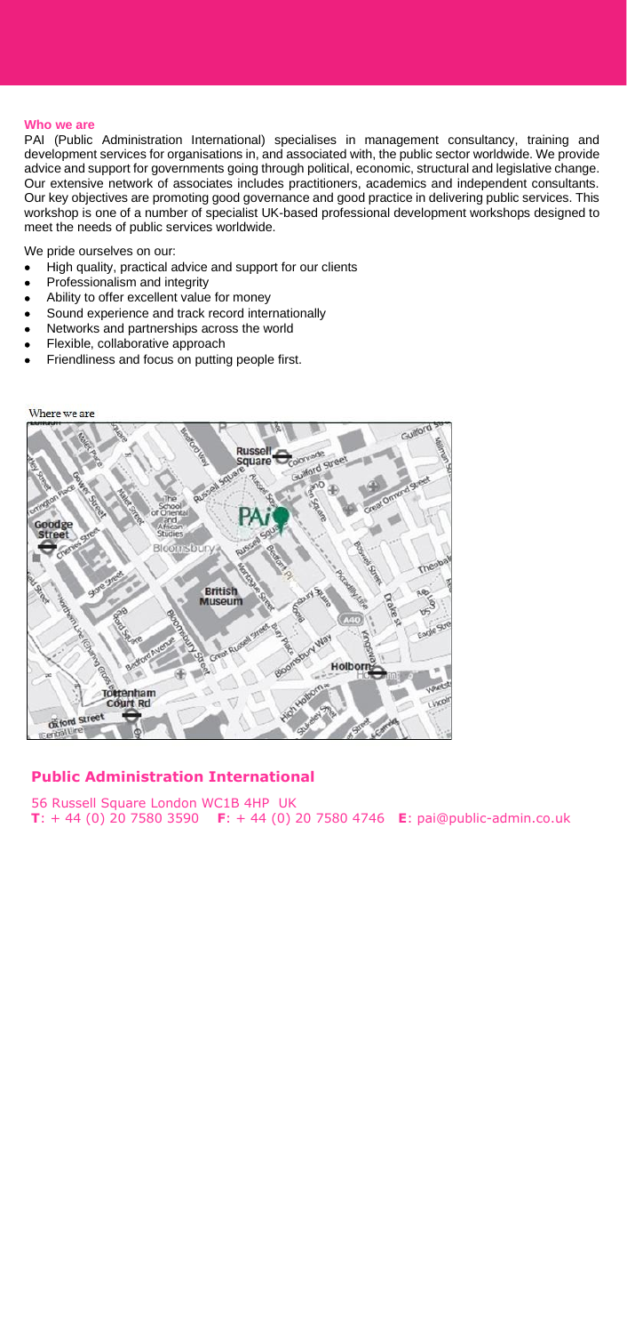### Who we are

PAI (Public Administration International) specialises in management consultancy, training and development services for organisations in, and associated with, the public sector worldwide. We provide advice and support for governments going through political, economic, structural and legislative change. Our extensive network of associates includes practitioners, academics and independent consultants. Our key objectives are promoting good governance and good practice in delivering public services. This workshop is one of a number of specialist UK-based professional development workshops designed to meet the needs of public services worldwide.

We pride ourselves on our:

- High quality, practical advice and support for our clients
- Professionalism and integrity
- Ability to offer excellent value for money
- Sound experience and track record internationally
- Networks and partnerships across the world
- Flexible, collaborative approach
- Friendliness and focus on putting people first.

Where we are

## Public Administration International

56 Russell Square London WC1B 4HP UK
**T**: + 44 (0) 20 7580 3590 **F**: + 44 (0) 20 7580 4746 **E**: pai@public-admin.co.uk